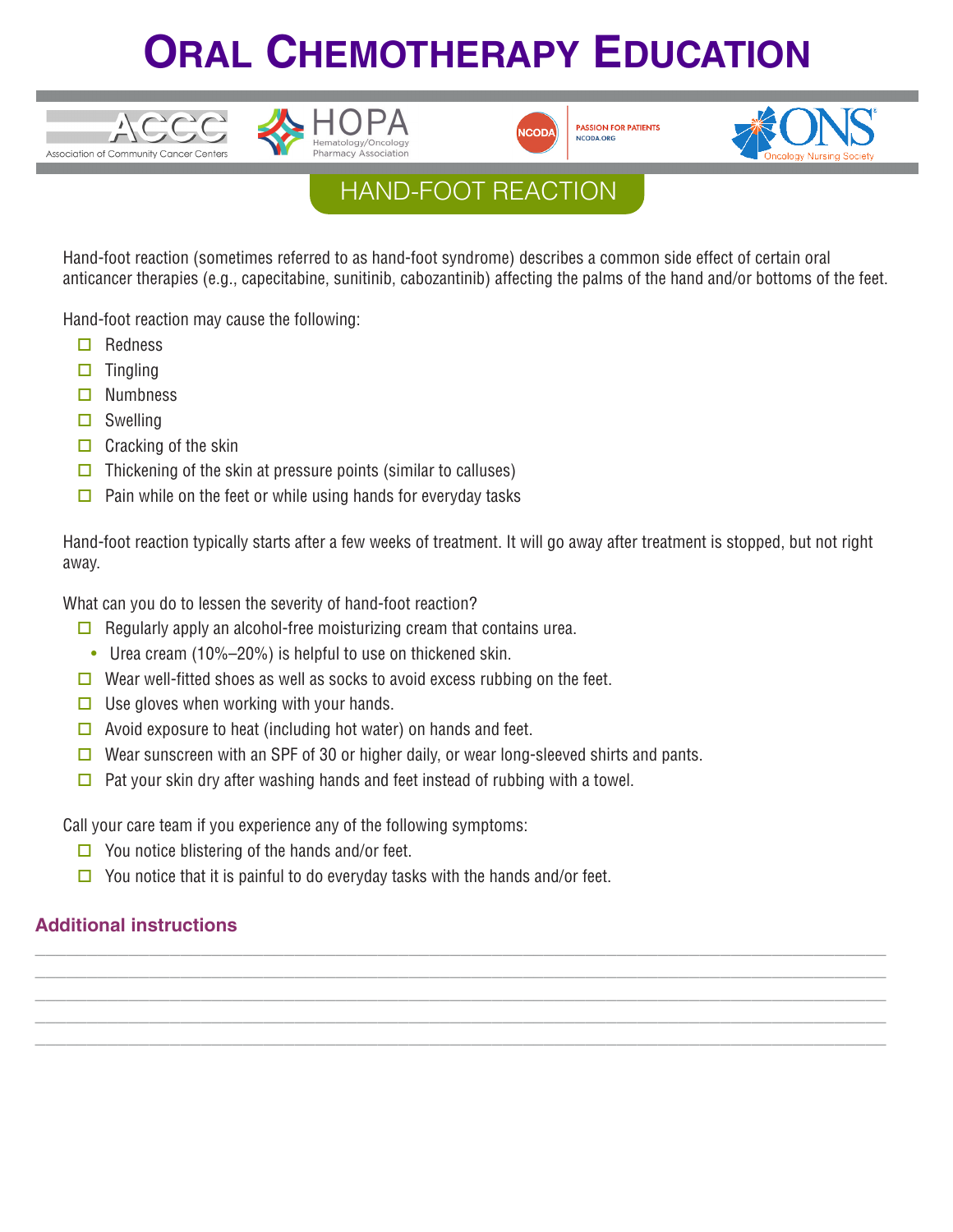# ORAL CHEMOTHERAPY EDUCATION

ACCC Association of Community Cancer Centers | HOPA Hematology/Oncology Pharmacy Association | NCODA PASSION FOR PATIENTS NCODA.ORG | ONS Oncology Nursing Society

## HAND-FOOT REACTION

Hand-foot reaction (sometimes referred to as hand-foot syndrome) describes a common side effect of certain oral anticancer therapies (e.g., capecitabine, sunitinib, cabozantinib) affecting the palms of the hand and/or bottoms of the feet.

Hand-foot reaction may cause the following:

- ☐ Redness
- ☐ Tingling
- ☐ Numbness
- ☐ Swelling
- ☐ Cracking of the skin
- ☐ Thickening of the skin at pressure points (similar to calluses)
- ☐ Pain while on the feet or while using hands for everyday tasks

Hand-foot reaction typically starts after a few weeks of treatment. It will go away after treatment is stopped, but not right away.

What can you do to lessen the severity of hand-foot reaction?

- ☐ Regularly apply an alcohol-free moisturizing cream that contains urea.
  - Urea cream (10%–20%) is helpful to use on thickened skin.
- ☐ Wear well-fitted shoes as well as socks to avoid excess rubbing on the feet.
- ☐ Use gloves when working with your hands.
- ☐ Avoid exposure to heat (including hot water) on hands and feet.
- ☐ Wear sunscreen with an SPF of 30 or higher daily, or wear long-sleeved shirts and pants.
- ☐ Pat your skin dry after washing hands and feet instead of rubbing with a towel.

Call your care team if you experience any of the following symptoms:

- ☐ You notice blistering of the hands and/or feet.
- ☐ You notice that it is painful to do everyday tasks with the hands and/or feet.

### Additional instructions

\_\_\_\_\_\_\_\_\_\_\_\_\_\_\_\_\_\_\_\_\_\_\_\_\_\_\_\_\_\_\_\_\_\_\_\_\_\_\_\_\_\_\_\_\_\_\_\_\_\_\_\_\_\_\_\_\_\_\_\_\_\_\_\_\_\_\_\_\_\_\_\_\_\_\_\_\_\_

\_\_\_\_\_\_\_\_\_\_\_\_\_\_\_\_\_\_\_\_\_\_\_\_\_\_\_\_\_\_\_\_\_\_\_\_\_\_\_\_\_\_\_\_\_\_\_\_\_\_\_\_\_\_\_\_\_\_\_\_\_\_\_\_\_\_\_\_\_\_\_\_\_\_\_\_\_\_

\_\_\_\_\_\_\_\_\_\_\_\_\_\_\_\_\_\_\_\_\_\_\_\_\_\_\_\_\_\_\_\_\_\_\_\_\_\_\_\_\_\_\_\_\_\_\_\_\_\_\_\_\_\_\_\_\_\_\_\_\_\_\_\_\_\_\_\_\_\_\_\_\_\_\_\_\_\_

\_\_\_\_\_\_\_\_\_\_\_\_\_\_\_\_\_\_\_\_\_\_\_\_\_\_\_\_\_\_\_\_\_\_\_\_\_\_\_\_\_\_\_\_\_\_\_\_\_\_\_\_\_\_\_\_\_\_\_\_\_\_\_\_\_\_\_\_\_\_\_\_\_\_\_\_\_\_

\_\_\_\_\_\_\_\_\_\_\_\_\_\_\_\_\_\_\_\_\_\_\_\_\_\_\_\_\_\_\_\_\_\_\_\_\_\_\_\_\_\_\_\_\_\_\_\_\_\_\_\_\_\_\_\_\_\_\_\_\_\_\_\_\_\_\_\_\_\_\_\_\_\_\_\_\_\_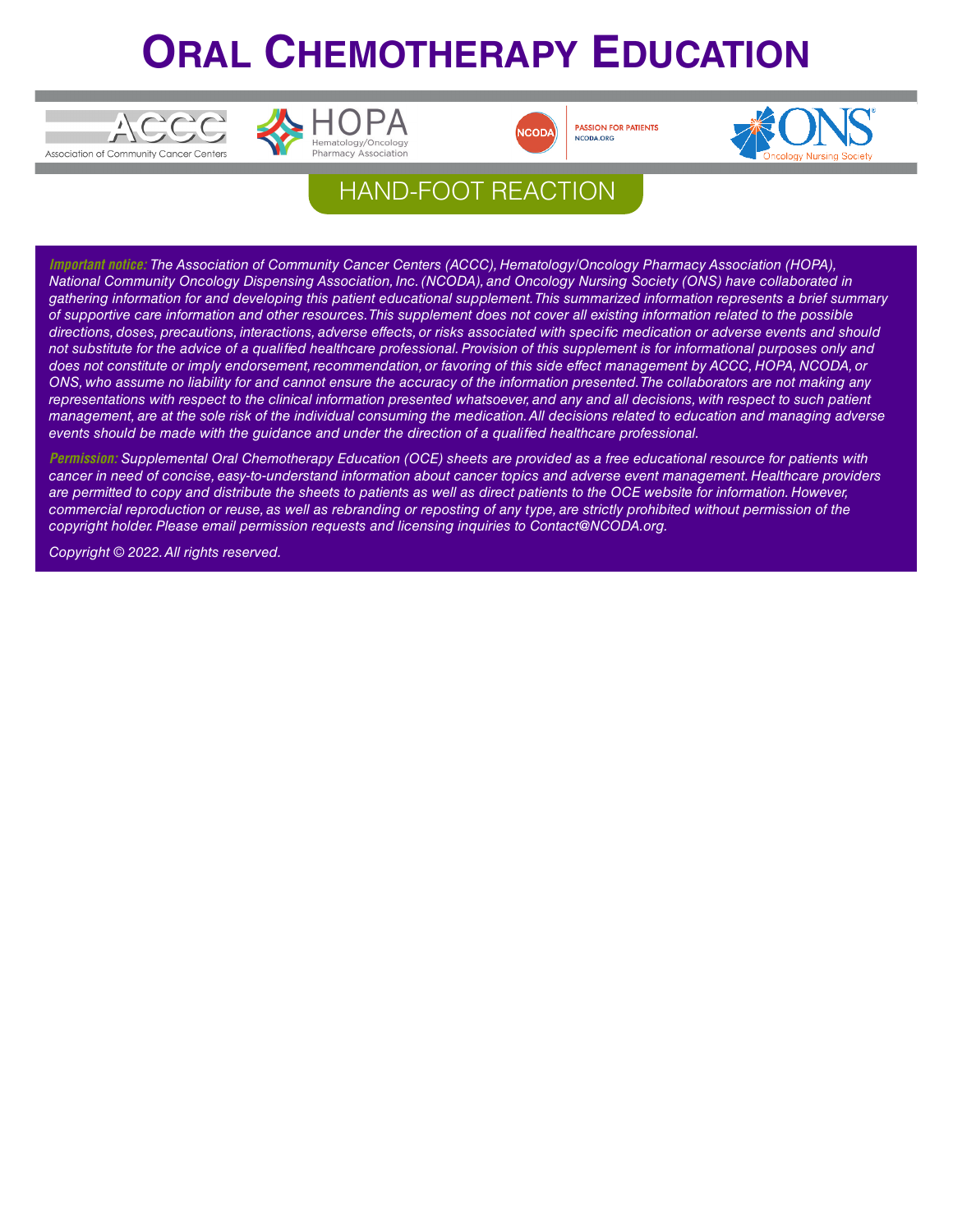# ORAL CHEMOTHERAPY EDUCATION

ACCC Association of Community Cancer Centers

HOPA Hematology/Oncology Pharmacy Association

NCODA PASSION FOR PATIENTS NCODA.ORG

ONS Oncology Nursing Society

## HAND-FOOT REACTION

***Important notice:*** *The Association of Community Cancer Centers (ACCC), Hematology/Oncology Pharmacy Association (HOPA), National Community Oncology Dispensing Association, Inc. (NCODA), and Oncology Nursing Society (ONS) have collaborated in gathering information for and developing this patient educational supplement. This summarized information represents a brief summary of supportive care information and other resources. This supplement does not cover all existing information related to the possible directions, doses, precautions, interactions, adverse effects, or risks associated with specific medication or adverse events and should not substitute for the advice of a qualified healthcare professional. Provision of this supplement is for informational purposes only and does not constitute or imply endorsement, recommendation, or favoring of this side effect management by ACCC, HOPA, NCODA, or ONS, who assume no liability for and cannot ensure the accuracy of the information presented. The collaborators are not making any representations with respect to the clinical information presented whatsoever, and any and all decisions, with respect to such patient management, are at the sole risk of the individual consuming the medication. All decisions related to education and managing adverse events should be made with the guidance and under the direction of a qualified healthcare professional.*

***Permission:*** *Supplemental Oral Chemotherapy Education (OCE) sheets are provided as a free educational resource for patients with cancer in need of concise, easy-to-understand information about cancer topics and adverse event management. Healthcare providers are permitted to copy and distribute the sheets to patients as well as direct patients to the OCE website for information. However, commercial reproduction or reuse, as well as rebranding or reposting of any type, are strictly prohibited without permission of the copyright holder. Please email permission requests and licensing inquiries to Contact@NCODA.org.*

*Copyright © 2022. All rights reserved.*